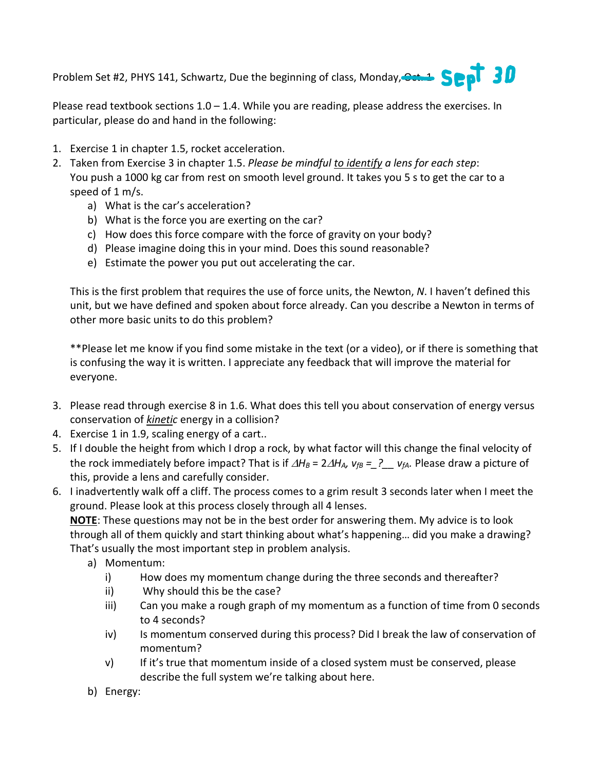Problem Set #2, PHYS 141, Schwartz, Due the beginning of class, Monday, ~~Oct. 1~~ Sept 30

Please read textbook sections 1.0 – 1.4. While you are reading, please address the exercises. In particular, please do and hand in the following:

1. Exercise 1 in chapter 1.5, rocket acceleration.
2. Taken from Exercise 3 in chapter 1.5. *Please be mindful to identify a lens for each step*:
   You push a 1000 kg car from rest on smooth level ground. It takes you 5 s to get the car to a speed of 1 m/s.
   a) What is the car's acceleration?
   b) What is the force you are exerting on the car?
   c) How does this force compare with the force of gravity on your body?
   d) Please imagine doing this in your mind. Does this sound reasonable?
   e) Estimate the power you put out accelerating the car.

   This is the first problem that requires the use of force units, the Newton, *N*. I haven't defined this unit, but we have defined and spoken about force already. Can you describe a Newton in terms of other more basic units to do this problem?

   **Please let me know if you find some mistake in the text (or a video), or if there is something that is confusing the way it is written. I appreciate any feedback that will improve the material for everyone.

3. Please read through exercise 8 in 1.6. What does this tell you about conservation of energy versus conservation of *kinetic* energy in a collision?
4. Exercise 1 in 1.9, scaling energy of a cart..
5. If I double the height from which I drop a rock, by what factor will this change the final velocity of the rock immediately before impact? That is if $\Delta H_B = 2\Delta H_A$, $v_{fB} =$ \_?\_\_ $v_{fA}$. Please draw a picture of this, provide a lens and carefully consider.
6. I inadvertently walk off a cliff. The process comes to a grim result 3 seconds later when I meet the ground. Please look at this process closely through all 4 lenses.
   **NOTE**: These questions may not be in the best order for answering them. My advice is to look through all of them quickly and start thinking about what's happening… did you make a drawing? That's usually the most important step in problem analysis.
   a) Momentum:
      i) How does my momentum change during the three seconds and thereafter?
      ii) Why should this be the case?
      iii) Can you make a rough graph of my momentum as a function of time from 0 seconds to 4 seconds?
      iv) Is momentum conserved during this process? Did I break the law of conservation of momentum?
      v) If it's true that momentum inside of a closed system must be conserved, please describe the full system we're talking about here.
   b) Energy: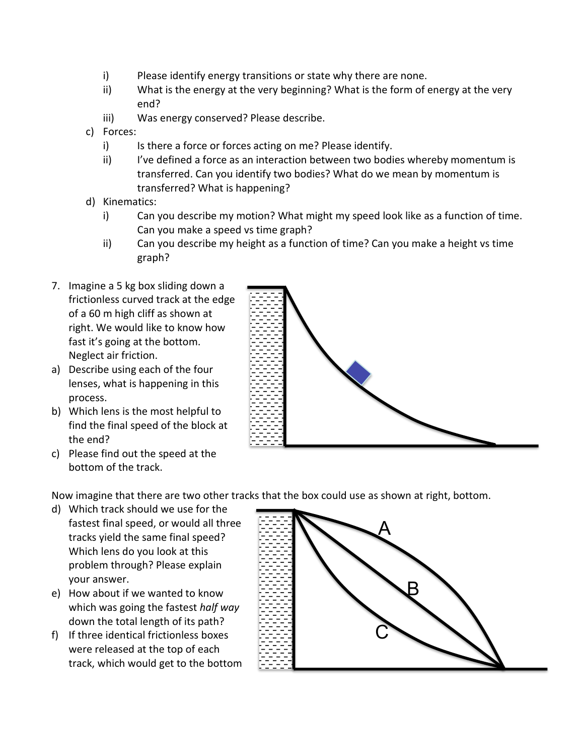i) Please identify energy transitions or state why there are none.
ii) What is the energy at the very beginning? What is the form of energy at the very end?
iii) Was energy conserved? Please describe.

c) Forces:
i) Is there a force or forces acting on me? Please identify.
ii) I've defined a force as an interaction between two bodies whereby momentum is transferred. Can you identify two bodies? What do we mean by momentum is transferred? What is happening?

d) Kinematics:
i) Can you describe my motion? What might my speed look like as a function of time. Can you make a speed vs time graph?
ii) Can you describe my height as a function of time? Can you make a height vs time graph?

7. Imagine a 5 kg box sliding down a frictionless curved track at the edge of a 60 m high cliff as shown at right. We would like to know how fast it's going at the bottom. Neglect air friction.

a) Describe using each of the four lenses, what is happening in this process.
b) Which lens is the most helpful to find the final speed of the block at the end?
c) Please find out the speed at the bottom of the track.

Now imagine that there are two other tracks that the box could use as shown at right, bottom.

d) Which track should we use for the fastest final speed, or would all three tracks yield the same final speed? Which lens do you look at this problem through? Please explain your answer.
e) How about if we wanted to know which was going the fastest *half way* down the total length of its path?
f) If three identical frictionless boxes were released at the top of each track, which would get to the bottom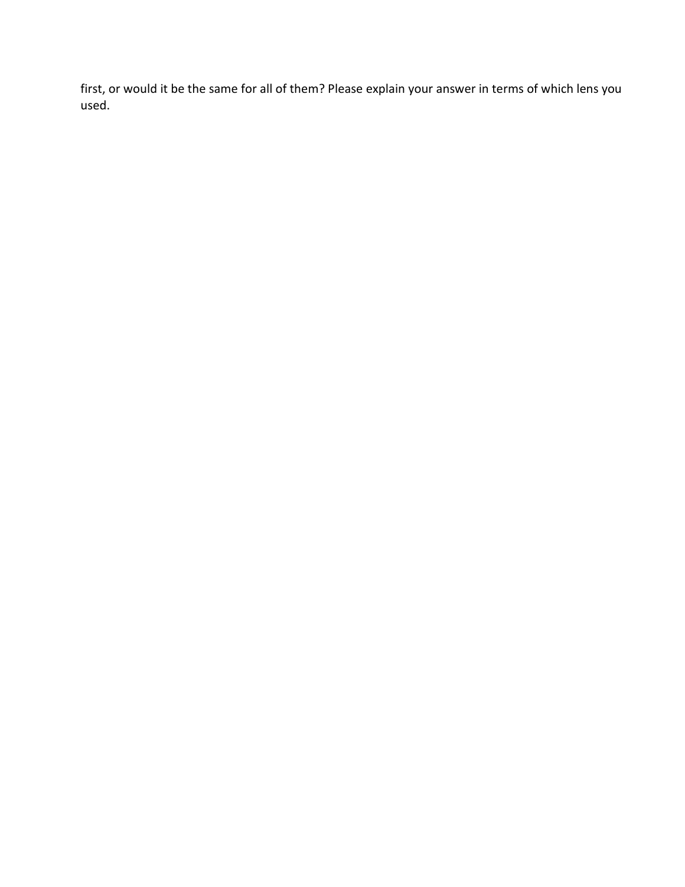first, or would it be the same for all of them? Please explain your answer in terms of which lens you used.